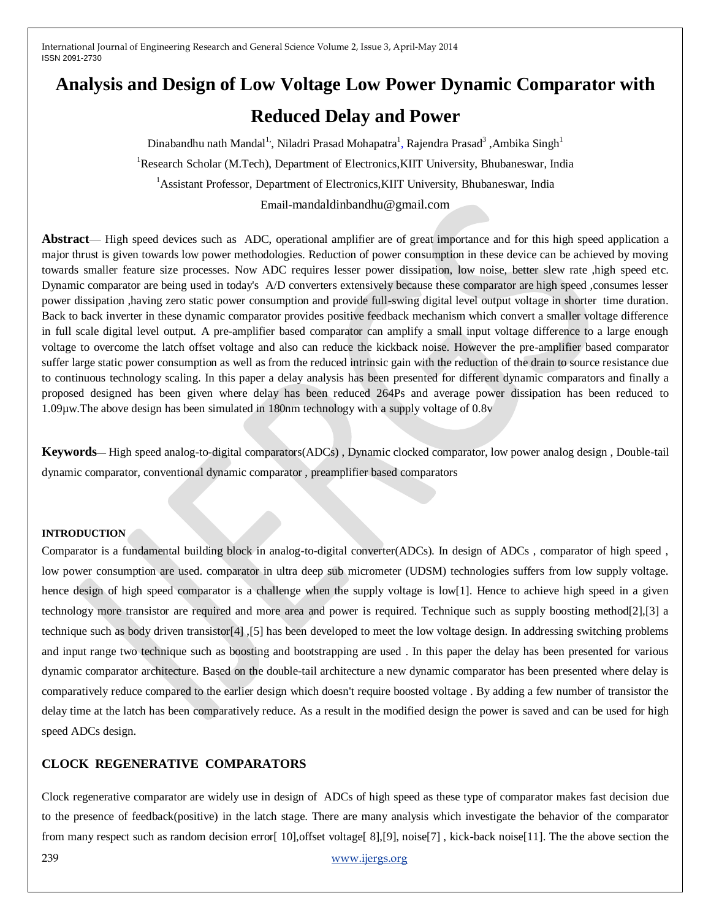# Analysis and Design of Low Voltage Low Power Dynamic Comparator with Reduced Delay and Power

Dinabandhu nath Mandal[1], Niladri Prasad Mohapatra[1], Rajendra Prasad[3] ,Ambika Singh[1]

[1]Research Scholar (M.Tech), Department of Electronics,KIIT University, Bhubaneswar, India

[1]Assistant Professor, Department of Electronics,KIIT University, Bhubaneswar, India

Email-mandaldinbandhu@gmail.com

**Abstract**— High speed devices such as ADC, operational amplifier are of great importance and for this high speed application a major thrust is given towards low power methodologies. Reduction of power consumption in these device can be achieved by moving towards smaller feature size processes. Now ADC requires lesser power dissipation, low noise, better slew rate ,high speed etc. Dynamic comparator are being used in today's A/D converters extensively because these comparator are high speed ,consumes lesser power dissipation ,having zero static power consumption and provide full-swing digital level output voltage in shorter time duration. Back to back inverter in these dynamic comparator provides positive feedback mechanism which convert a smaller voltage difference in full scale digital level output. A pre-amplifier based comparator can amplify a small input voltage difference to a large enough voltage to overcome the latch offset voltage and also can reduce the kickback noise. However the pre-amplifier based comparator suffer large static power consumption as well as from the reduced intrinsic gain with the reduction of the drain to source resistance due to continuous technology scaling. In this paper a delay analysis has been presented for different dynamic comparators and finally a proposed designed has been given where delay has been reduced 264Ps and average power dissipation has been reduced to 1.09µw.The above design has been simulated in 180nm technology with a supply voltage of 0.8v

**Keywords**— High speed analog-to-digital comparators(ADCs) , Dynamic clocked comparator, low power analog design , Double-tail dynamic comparator, conventional dynamic comparator , preamplifier based comparators

#### INTRODUCTION

Comparator is a fundamental building block in analog-to-digital converter(ADCs). In design of ADCs , comparator of high speed , low power consumption are used. comparator in ultra deep sub micrometer (UDSM) technologies suffers from low supply voltage. hence design of high speed comparator is a challenge when the supply voltage is low[1]. Hence to achieve high speed in a given technology more transistor are required and more area and power is required. Technique such as supply boosting method[2],[3] a technique such as body driven transistor[4] ,[5] has been developed to meet the low voltage design. In addressing switching problems and input range two technique such as boosting and bootstrapping are used . In this paper the delay has been presented for various dynamic comparator architecture. Based on the double-tail architecture a new dynamic comparator has been presented where delay is comparatively reduce compared to the earlier design which doesn't require boosted voltage . By adding a few number of transistor the delay time at the latch has been comparatively reduce. As a result in the modified design the power is saved and can be used for high speed ADCs design.

## CLOCK REGENERATIVE COMPARATORS

Clock regenerative comparator are widely use in design of ADCs of high speed as these type of comparator makes fast decision due to the presence of feedback(positive) in the latch stage. There are many analysis which investigate the behavior of the comparator from many respect such as random decision error[ 10],offset voltage[ 8],[9], noise[7] , kick-back noise[11]. The the above section the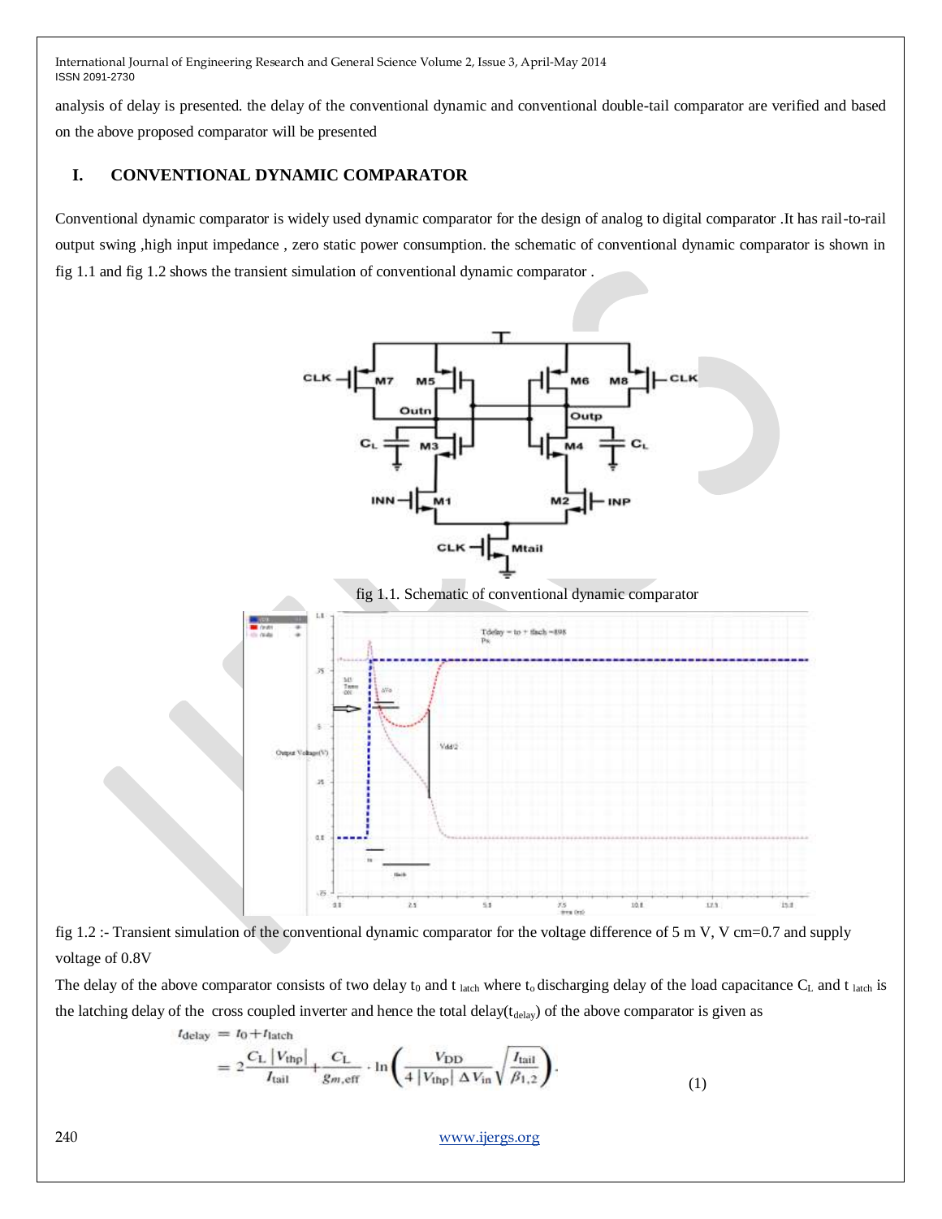analysis of delay is presented. the delay of the conventional dynamic and conventional double-tail comparator are verified and based on the above proposed comparator will be presented

## I. CONVENTIONAL DYNAMIC COMPARATOR

Conventional dynamic comparator is widely used dynamic comparator for the design of analog to digital comparator .It has rail-to-rail output swing ,high input impedance , zero static power consumption. the schematic of conventional dynamic comparator is shown in fig 1.1 and fig 1.2 shows the transient simulation of conventional dynamic comparator .

fig 1.1. Schematic of conventional dynamic comparator

fig 1.2 :- Transient simulation of the conventional dynamic comparator for the voltage difference of 5 m V, V cm=0.7 and supply voltage of 0.8V

The delay of the above comparator consists of two delay $t_0$ and $t_{latch}$ where $t_o$ discharging delay of the load capacitance $C_L$ and $t_{latch}$ is the latching delay of the cross coupled inverter and hence the total delay($t_{delay}$) of the above comparator is given as

$$t_{\text{delay}} = t_0 + t_{\text{latch}} = 2\frac{C_L\,|V_{\text{thp}}|}{I_{\text{tail}}} + \frac{C_L}{g_{m,\text{eff}}} \cdot \ln\left(\frac{V_{\text{DD}}}{4\,|V_{\text{thp}}|\,\Delta V_{\text{in}}}\sqrt{\frac{I_{\text{tail}}}{\beta_{1,2}}}\right). \quad (1)$$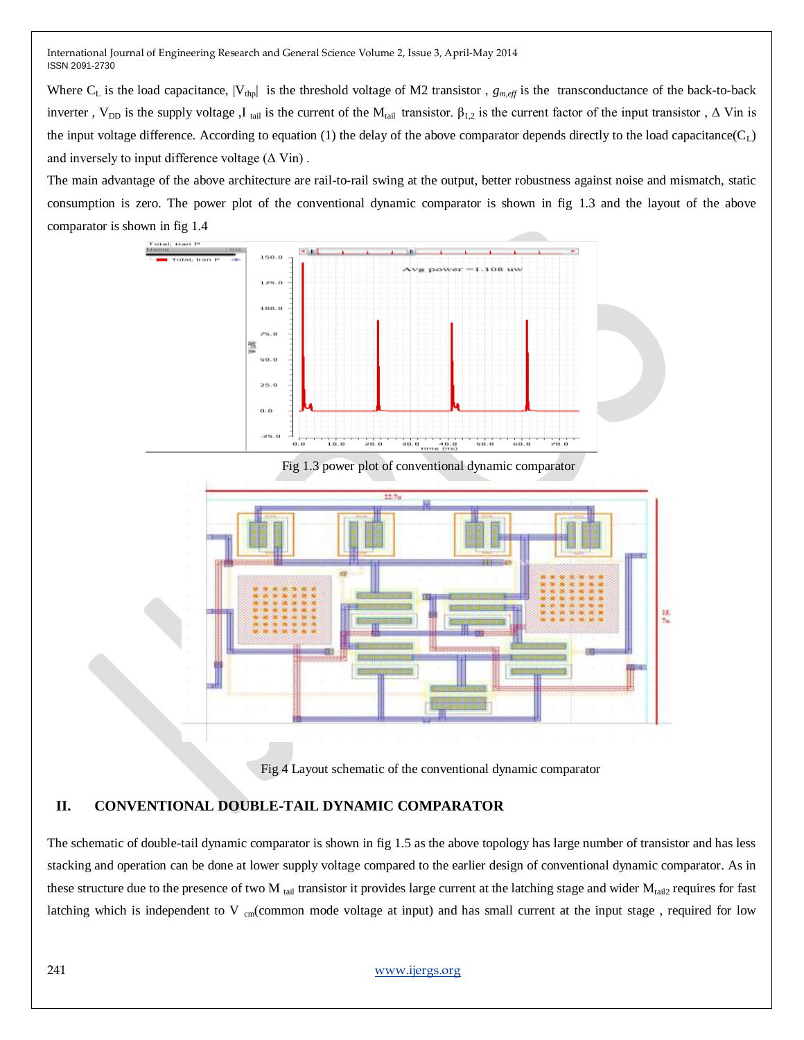Where $C_L$ is the load capacitance, $|V_{thp}|$ is the threshold voltage of M2 transistor , $g_{m,eff}$ is the transconductance of the back-to-back inverter , $V_{DD}$ is the supply voltage ,$I_{tail}$ is the current of the $M_{tail}$ transistor. $\beta_{1,2}$ is the current factor of the input transistor , $\Delta$ Vin is the input voltage difference. According to equation (1) the delay of the above comparator depends directly to the load capacitance($C_L$) and inversely to input difference voltage ($\Delta$ Vin) .

The main advantage of the above architecture are rail-to-rail swing at the output, better robustness against noise and mismatch, static consumption is zero. The power plot of the conventional dynamic comparator is shown in fig 1.3 and the layout of the above comparator is shown in fig 1.4

Fig 1.3 power plot of conventional dynamic comparator

Fig 4 Layout schematic of the conventional dynamic comparator

## II. CONVENTIONAL DOUBLE-TAIL DYNAMIC COMPARATOR

The schematic of double-tail dynamic comparator is shown in fig 1.5 as the above topology has large number of transistor and has less stacking and operation can be done at lower supply voltage compared to the earlier design of conventional dynamic comparator. As in these structure due to the presence of two $M_{tail}$ transistor it provides large current at the latching stage and wider $M_{tail2}$ requires for fast latching which is independent to $V_{cm}$(common mode voltage at input) and has small current at the input stage , required for low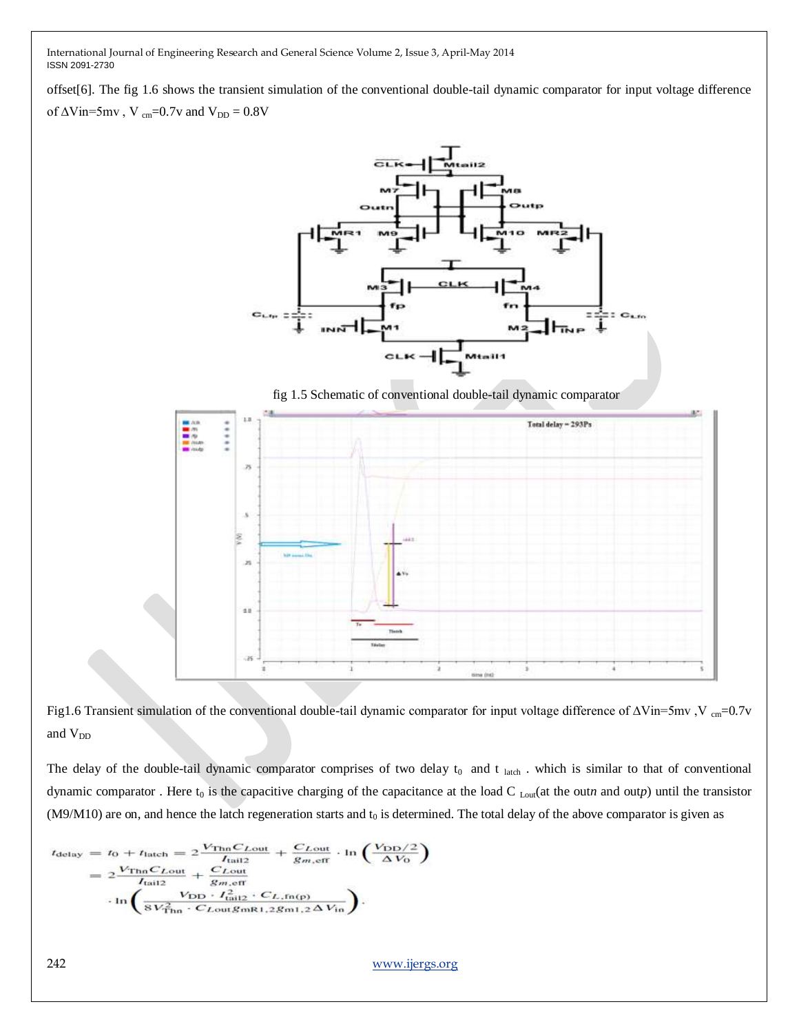offset[6]. The fig 1.6 shows the transient simulation of the conventional double-tail dynamic comparator for input voltage difference of $\Delta$Vin=5mv , $V_{cm}$=0.7v and $V_{DD}$ = 0.8V

fig 1.5 Schematic of conventional double-tail dynamic comparator

Fig1.6 Transient simulation of the conventional double-tail dynamic comparator for input voltage difference of $\Delta$Vin=5mv ,$V_{cm}$=0.7v and $V_{DD}$

The delay of the double-tail dynamic comparator comprises of two delay $t_0$ and $t_{latch}$ . which is similar to that of conventional dynamic comparator . Here $t_0$ is the capacitive charging of the capacitance at the load $C_{Lout}$(at the out*n* and out*p*) until the transistor (M9/M10) are on, and hence the latch regeneration starts and $t_0$ is determined. The total delay of the above comparator is given as

$$
\begin{aligned}
t_{\text{delay}} &= t_0 + t_{\text{latch}} = 2\frac{V_{\text{Thn}} C_{Lout}}{I_{\text{tail2}}} + \frac{C_{Lout}}{g_{m,\text{eff}}} \cdot \ln\left(\frac{V_{\text{DD}}/2}{\Delta V_0}\right) \\
&= 2\frac{V_{\text{Thn}} C_{Lout}}{I_{\text{tail2}}} + \frac{C_{Lout}}{g_{m,\text{eff}}} \\
&\quad \cdot \ln\left(\frac{V_{\text{DD}} \cdot I_{\text{tail2}}^2 \cdot C_{L,\text{fn(p)}}}{8 V_{\text{Thn}}^2 \cdot C_{Lout} g_{mR1,2} g_{m1,2} \Delta V_{\text{in}}}\right).
\end{aligned}
$$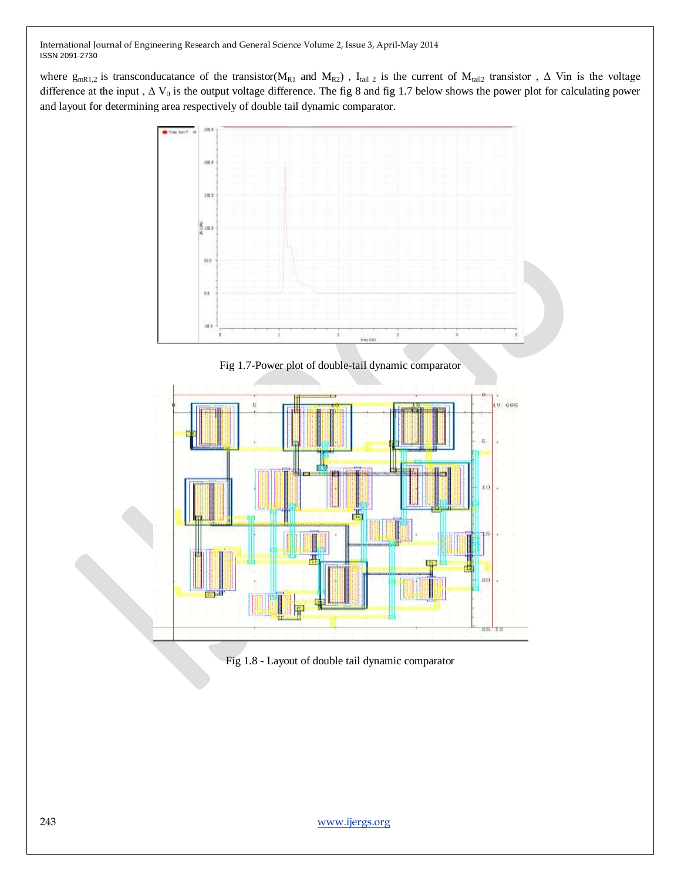where $g_{mR1,2}$ is transconducatance of the transistor($M_{R1}$ and $M_{R2}$) , $I_{tail\ 2}$ is the current of $M_{tail2}$ transistor , $\Delta$ Vin is the voltage difference at the input , $\Delta$ $V_0$ is the output voltage difference. The fig 8 and fig 1.7 below shows the power plot for calculating power and layout for determining area respectively of double tail dynamic comparator.

Fig 1.7-Power plot of double-tail dynamic comparator

Fig 1.8 - Layout of double tail dynamic comparator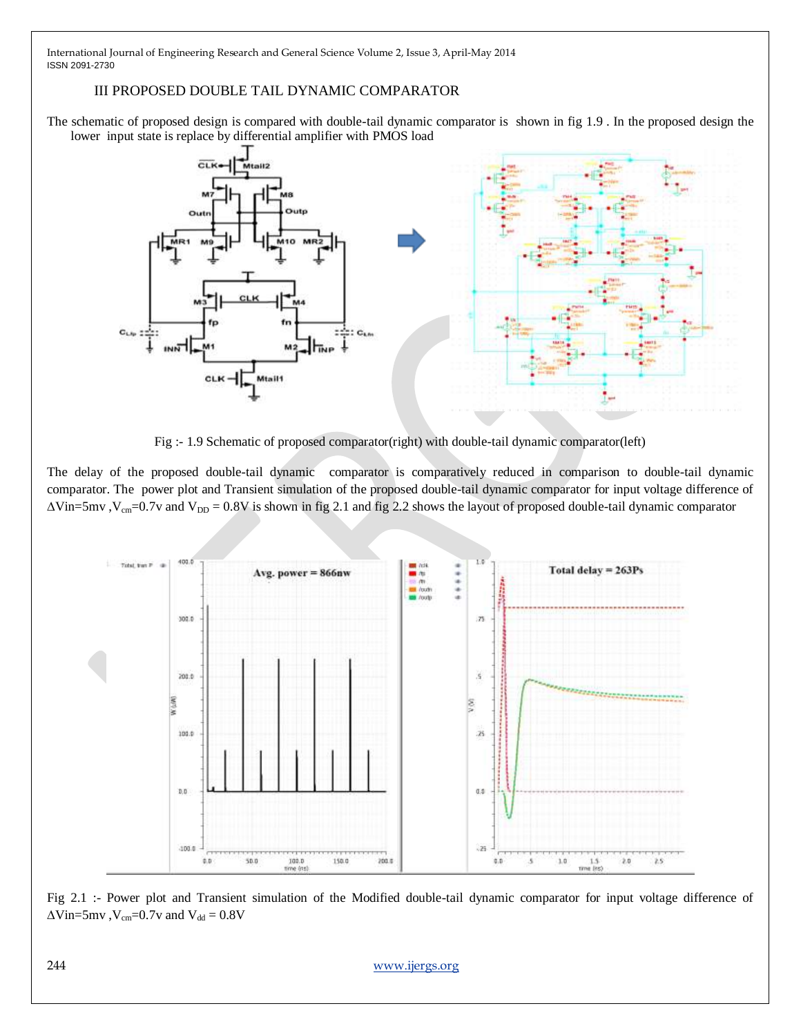III PROPOSED DOUBLE TAIL DYNAMIC COMPARATOR

The schematic of proposed design is compared with double-tail dynamic comparator is shown in fig 1.9 . In the proposed design the lower input state is replace by differential amplifier with PMOS load

Fig :- 1.9 Schematic of proposed comparator(right) with double-tail dynamic comparator(left)

The delay of the proposed double-tail dynamic comparator is comparatively reduced in comparison to double-tail dynamic comparator. The power plot and Transient simulation of the proposed double-tail dynamic comparator for input voltage difference of $\Delta$Vin=5mv ,$V_{cm}$=0.7v and $V_{DD}$ = 0.8V is shown in fig 2.1 and fig 2.2 shows the layout of proposed double-tail dynamic comparator

Fig 2.1 :- Power plot and Transient simulation of the Modified double-tail dynamic comparator for input voltage difference of $\Delta$Vin=5mv ,$V_{cm}$=0.7v and $V_{dd}$ = 0.8V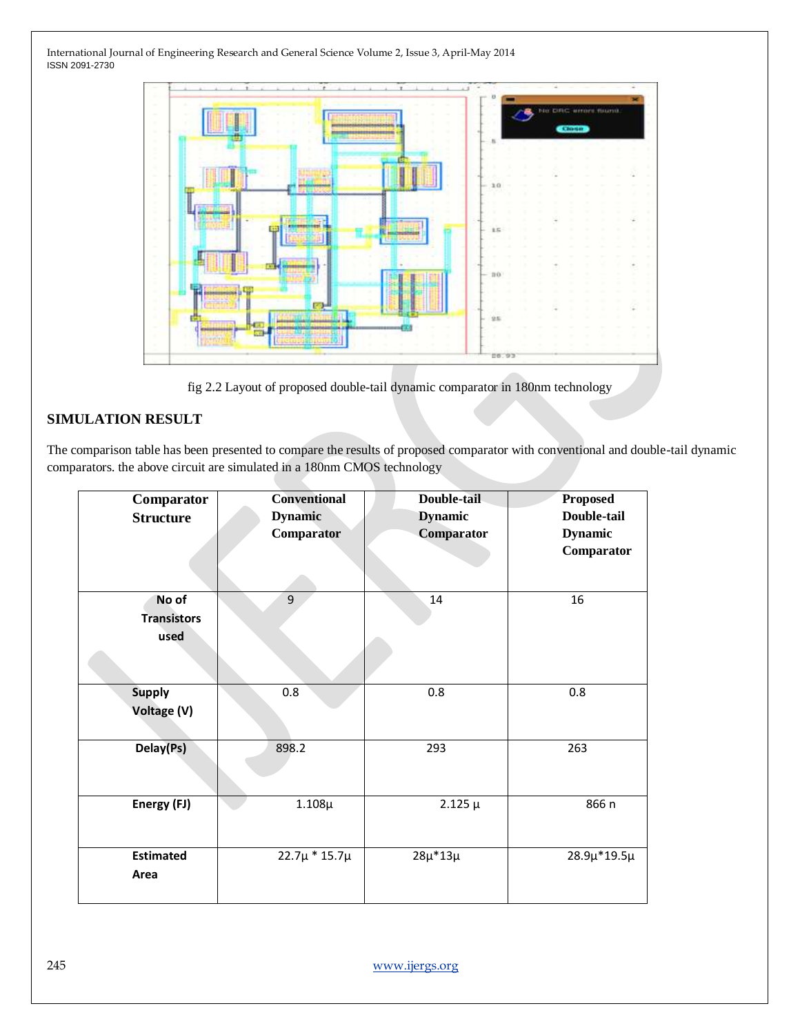fig 2.2 Layout of proposed double-tail dynamic comparator in 180nm technology

## SIMULATION RESULT

The comparison table has been presented to compare the results of proposed comparator with conventional and double-tail dynamic comparators. the above circuit are simulated in a 180nm CMOS technology

| Comparator Structure | Conventional Dynamic Comparator | Double-tail Dynamic Comparator | Proposed Double-tail Dynamic Comparator |
|---|---|---|---|
| No of Transistors used | 9 | 14 | 16 |
| Supply Voltage (V) | 0.8 | 0.8 | 0.8 |
| Delay(Ps) | 898.2 | 293 | 263 |
| Energy (FJ) | 1.108µ | 2.125 µ | 866 n |
| Estimated Area | 22.7µ * 15.7µ | 28µ*13µ | 28.9µ*19.5µ |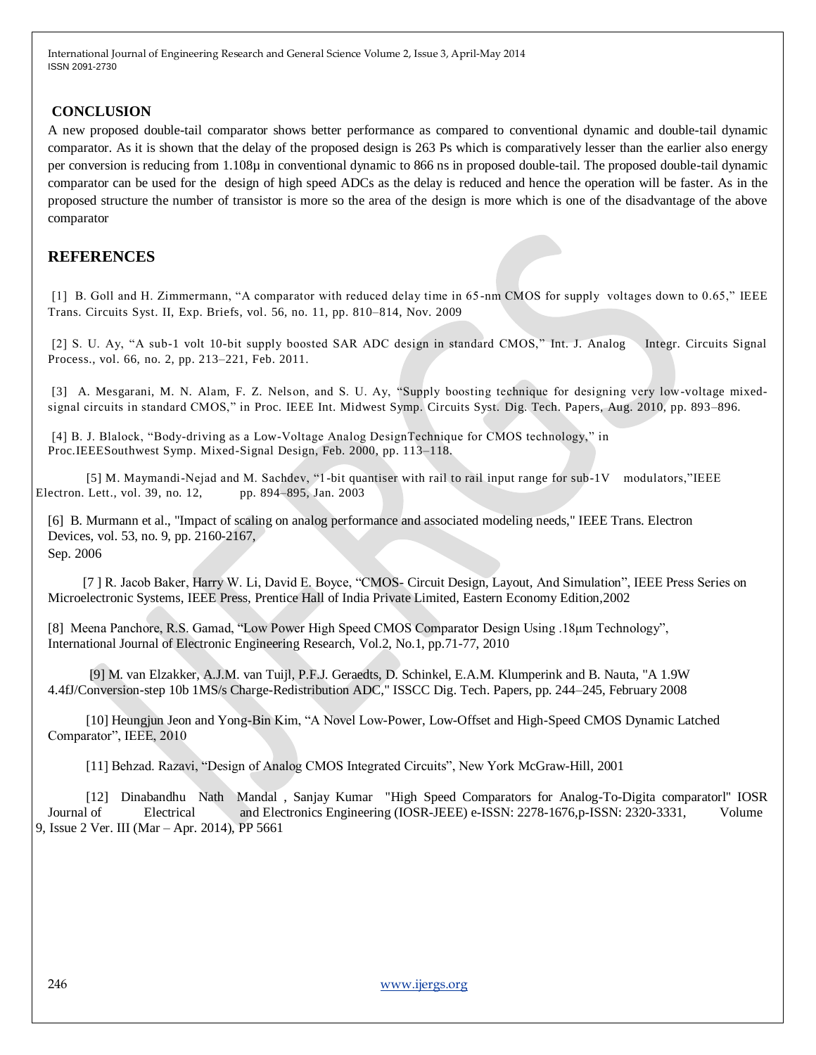## CONCLUSION

A new proposed double-tail comparator shows better performance as compared to conventional dynamic and double-tail dynamic comparator. As it is shown that the delay of the proposed design is 263 Ps which is comparatively lesser than the earlier also energy per conversion is reducing from 1.108µ in conventional dynamic to 866 ns in proposed double-tail. The proposed double-tail dynamic comparator can be used for the design of high speed ADCs as the delay is reduced and hence the operation will be faster. As in the proposed structure the number of transistor is more so the area of the design is more which is one of the disadvantage of the above comparator

## REFERENCES

[1] B. Goll and H. Zimmermann, "A comparator with reduced delay time in 65-nm CMOS for supply voltages down to 0.65," IEEE Trans. Circuits Syst. II, Exp. Briefs, vol. 56, no. 11, pp. 810–814, Nov. 2009

[2] S. U. Ay, "A sub-1 volt 10-bit supply boosted SAR ADC design in standard CMOS," Int. J. Analog Integr. Circuits Signal Process., vol. 66, no. 2, pp. 213–221, Feb. 2011.

[3] A. Mesgarani, M. N. Alam, F. Z. Nelson, and S. U. Ay, "Supply boosting technique for designing very low-voltage mixed-signal circuits in standard CMOS," in Proc. IEEE Int. Midwest Symp. Circuits Syst. Dig. Tech. Papers, Aug. 2010, pp. 893–896.

[4] B. J. Blalock, "Body-driving as a Low-Voltage Analog DesignTechnique for CMOS technology," in Proc.IEEESouthwest Symp. Mixed-Signal Design, Feb. 2000, pp. 113–118.

[5] M. Maymandi-Nejad and M. Sachdev, "1-bit quantiser with rail to rail input range for sub-1V modulators,"IEEE Electron. Lett., vol. 39, no. 12, pp. 894–895, Jan. 2003

[6] B. Murmann et al., "Impact of scaling on analog performance and associated modeling needs," IEEE Trans. Electron Devices, vol. 53, no. 9, pp. 2160-2167, Sep. 2006

[7 ] R. Jacob Baker, Harry W. Li, David E. Boyce, "CMOS- Circuit Design, Layout, And Simulation", IEEE Press Series on Microelectronic Systems, IEEE Press, Prentice Hall of India Private Limited, Eastern Economy Edition,2002

[8] Meena Panchore, R.S. Gamad, "Low Power High Speed CMOS Comparator Design Using .18μm Technology", International Journal of Electronic Engineering Research, Vol.2, No.1, pp.71-77, 2010

[9] M. van Elzakker, A.J.M. van Tuijl, P.F.J. Geraedts, D. Schinkel, E.A.M. Klumperink and B. Nauta, "A 1.9W 4.4fJ/Conversion-step 10b 1MS/s Charge-Redistribution ADC," ISSCC Dig. Tech. Papers, pp. 244–245, February 2008

[10] Heungjun Jeon and Yong-Bin Kim, "A Novel Low-Power, Low-Offset and High-Speed CMOS Dynamic Latched Comparator", IEEE, 2010

[11] Behzad. Razavi, "Design of Analog CMOS Integrated Circuits", New York McGraw-Hill, 2001

[12] Dinabandhu Nath Mandal , Sanjay Kumar "High Speed Comparators for Analog-To-Digita comparatorl" IOSR Journal of Electrical and Electronics Engineering (IOSR-JEEE) e-ISSN: 2278-1676,p-ISSN: 2320-3331, Volume 9, Issue 2 Ver. III (Mar – Apr. 2014), PP 5661